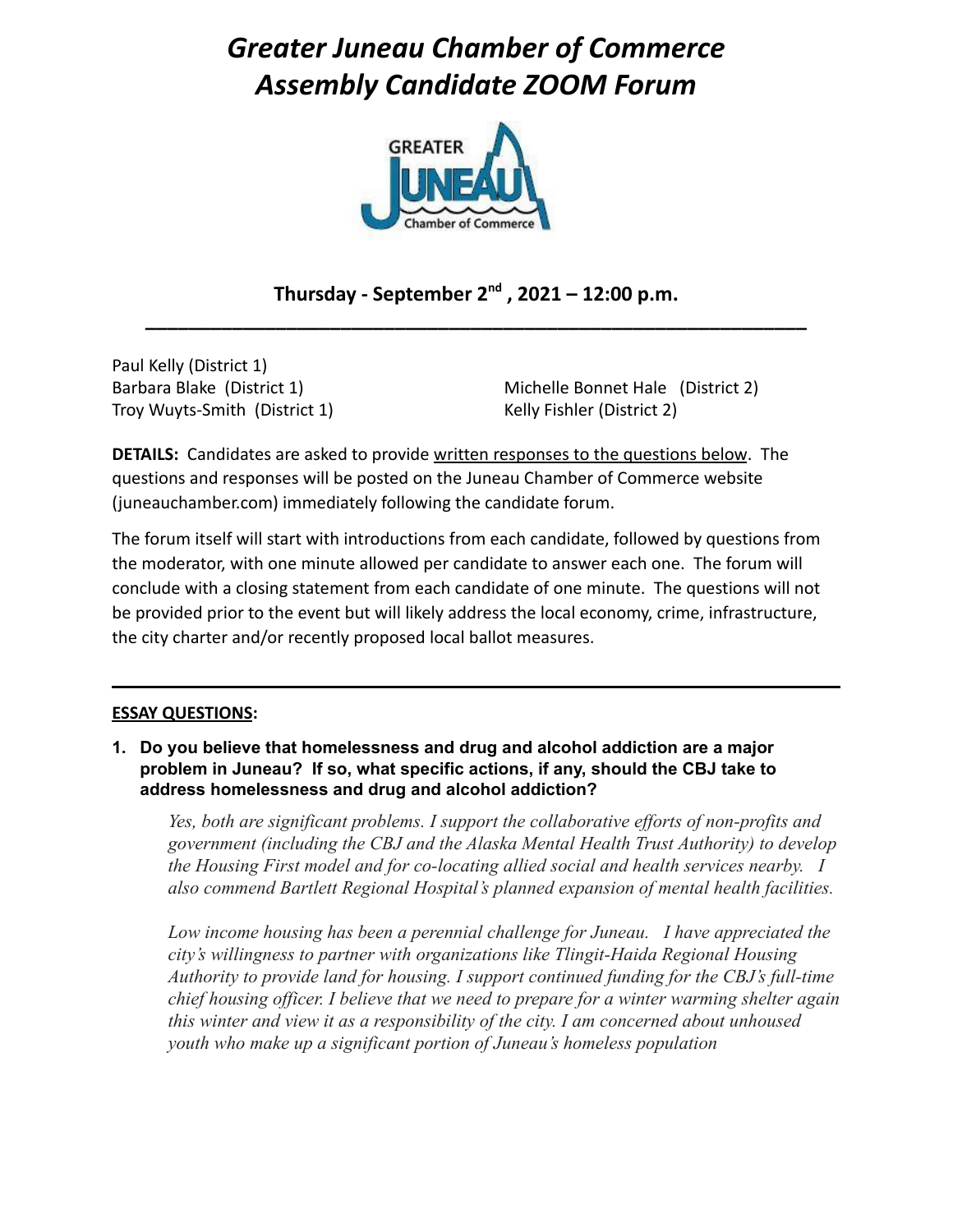# *Greater Juneau Chamber of Commerce Assembly Candidate ZOOM Forum*

**Thursday - September 2nd , 2021 – 12:00 p.m.**

---

Paul Kelly (District 1)
Barbara Blake (District 1)
Troy Wuyts-Smith (District 1)

Michelle Bonnet Hale (District 2)
Kelly Fishler (District 2)

**DETAILS:** Candidates are asked to provide written responses to the questions below. The questions and responses will be posted on the Juneau Chamber of Commerce website (juneauchamber.com) immediately following the candidate forum.

The forum itself will start with introductions from each candidate, followed by questions from the moderator, with one minute allowed per candidate to answer each one. The forum will conclude with a closing statement from each candidate of one minute. The questions will not be provided prior to the event but will likely address the local economy, crime, infrastructure, the city charter and/or recently proposed local ballot measures.

---

**ESSAY QUESTIONS:**

**1. Do you believe that homelessness and drug and alcohol addiction are a major problem in Juneau? If so, what specific actions, if any, should the CBJ take to address homelessness and drug and alcohol addiction?**

*Yes, both are significant problems. I support the collaborative efforts of non-profits and government (including the CBJ and the Alaska Mental Health Trust Authority) to develop the Housing First model and for co-locating allied social and health services nearby. I also commend Bartlett Regional Hospital's planned expansion of mental health facilities.*

*Low income housing has been a perennial challenge for Juneau. I have appreciated the city's willingness to partner with organizations like Tlingit-Haida Regional Housing Authority to provide land for housing. I support continued funding for the CBJ's full-time chief housing officer. I believe that we need to prepare for a winter warming shelter again this winter and view it as a responsibility of the city. I am concerned about unhoused youth who make up a significant portion of Juneau's homeless population*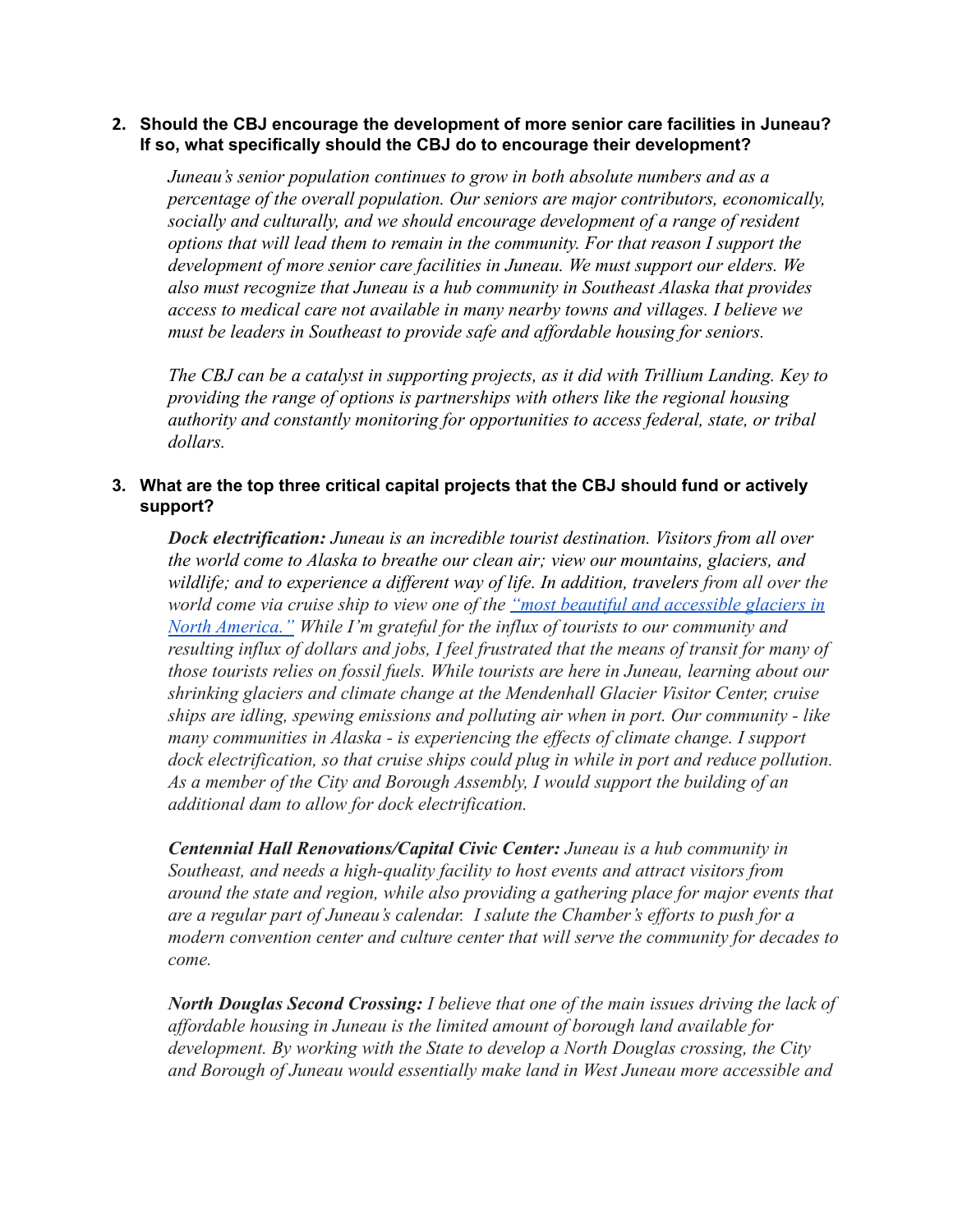2. **Should the CBJ encourage the development of more senior care facilities in Juneau? If so, what specifically should the CBJ do to encourage their development?**

   *Juneau's senior population continues to grow in both absolute numbers and as a percentage of the overall population. Our seniors are major contributors, economically, socially and culturally, and we should encourage development of a range of resident options that will lead them to remain in the community. For that reason I support the development of more senior care facilities in Juneau. We must support our elders. We also must recognize that Juneau is a hub community in Southeast Alaska that provides access to medical care not available in many nearby towns and villages. I believe we must be leaders in Southeast to provide safe and affordable housing for seniors.*

   *The CBJ can be a catalyst in supporting projects, as it did with Trillium Landing. Key to providing the range of options is partnerships with others like the regional housing authority and constantly monitoring for opportunities to access federal, state, or tribal dollars.*

3. **What are the top three critical capital projects that the CBJ should fund or actively support?**

   ***Dock electrification:*** *Juneau is an incredible tourist destination. Visitors from all over the world come to Alaska to breathe our clean air; view our mountains, glaciers, and wildlife; and to experience a different way of life. In addition, travelers from all over the world come via cruise ship to view one of the "most beautiful and accessible glaciers in North America." While I'm grateful for the influx of tourists to our community and resulting influx of dollars and jobs, I feel frustrated that the means of transit for many of those tourists relies on fossil fuels. While tourists are here in Juneau, learning about our shrinking glaciers and climate change at the Mendenhall Glacier Visitor Center, cruise ships are idling, spewing emissions and polluting air when in port. Our community - like many communities in Alaska - is experiencing the effects of climate change. I support dock electrification, so that cruise ships could plug in while in port and reduce pollution. As a member of the City and Borough Assembly, I would support the building of an additional dam to allow for dock electrification.*

   ***Centennial Hall Renovations/Capital Civic Center:*** *Juneau is a hub community in Southeast, and needs a high-quality facility to host events and attract visitors from around the state and region, while also providing a gathering place for major events that are a regular part of Juneau's calendar. I salute the Chamber's efforts to push for a modern convention center and culture center that will serve the community for decades to come.*

   ***North Douglas Second Crossing:*** *I believe that one of the main issues driving the lack of affordable housing in Juneau is the limited amount of borough land available for development. By working with the State to develop a North Douglas crossing, the City and Borough of Juneau would essentially make land in West Juneau more accessible and*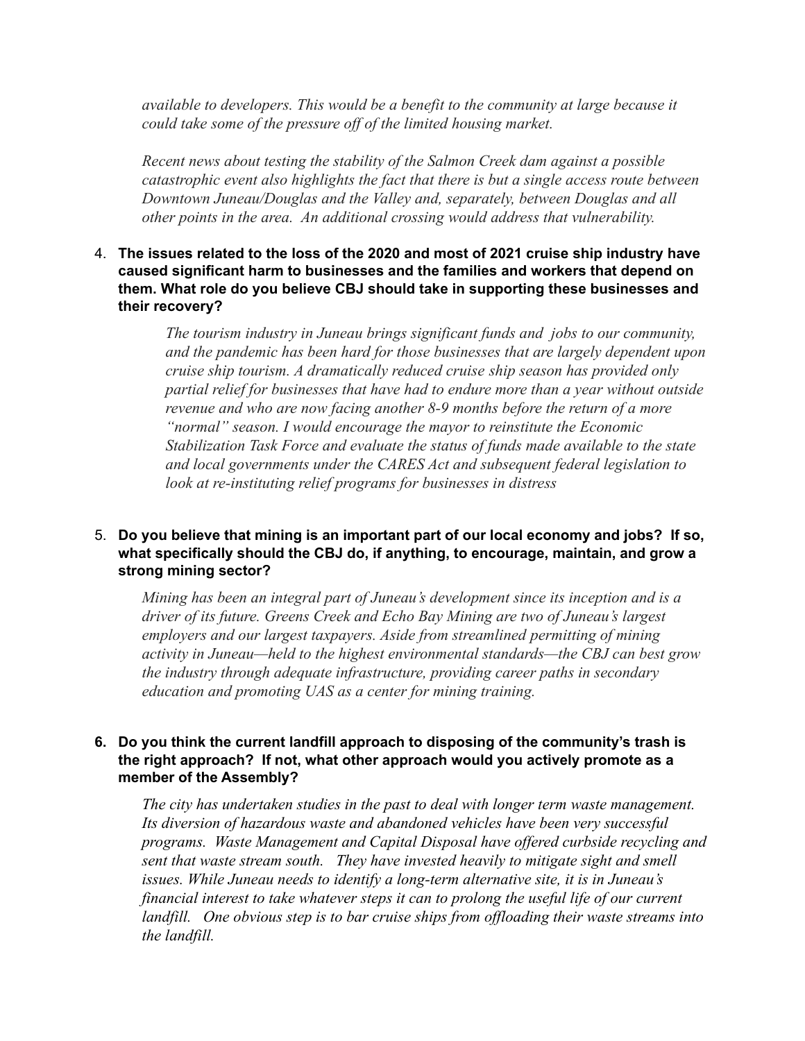*available to developers. This would be a benefit to the community at large because it could take some of the pressure off of the limited housing market.*

*Recent news about testing the stability of the Salmon Creek dam against a possible catastrophic event also highlights the fact that there is but a single access route between Downtown Juneau/Douglas and the Valley and, separately, between Douglas and all other points in the area. An additional crossing would address that vulnerability.*

4. **The issues related to the loss of the 2020 and most of 2021 cruise ship industry have caused significant harm to businesses and the families and workers that depend on them. What role do you believe CBJ should take in supporting these businesses and their recovery?**

   *The tourism industry in Juneau brings significant funds and jobs to our community, and the pandemic has been hard for those businesses that are largely dependent upon cruise ship tourism. A dramatically reduced cruise ship season has provided only partial relief for businesses that have had to endure more than a year without outside revenue and who are now facing another 8-9 months before the return of a more "normal" season. I would encourage the mayor to reinstitute the Economic Stabilization Task Force and evaluate the status of funds made available to the state and local governments under the CARES Act and subsequent federal legislation to look at re-instituting relief programs for businesses in distress*

5. **Do you believe that mining is an important part of our local economy and jobs? If so, what specifically should the CBJ do, if anything, to encourage, maintain, and grow a strong mining sector?**

   *Mining has been an integral part of Juneau's development since its inception and is a driver of its future. Greens Creek and Echo Bay Mining are two of Juneau's largest employers and our largest taxpayers. Aside from streamlined permitting of mining activity in Juneau—held to the highest environmental standards—the CBJ can best grow the industry through adequate infrastructure, providing career paths in secondary education and promoting UAS as a center for mining training.*

6. **Do you think the current landfill approach to disposing of the community's trash is the right approach? If not, what other approach would you actively promote as a member of the Assembly?**

   *The city has undertaken studies in the past to deal with longer term waste management. Its diversion of hazardous waste and abandoned vehicles have been very successful programs. Waste Management and Capital Disposal have offered curbside recycling and sent that waste stream south. They have invested heavily to mitigate sight and smell issues. While Juneau needs to identify a long-term alternative site, it is in Juneau's financial interest to take whatever steps it can to prolong the useful life of our current landfill. One obvious step is to bar cruise ships from offloading their waste streams into the landfill.*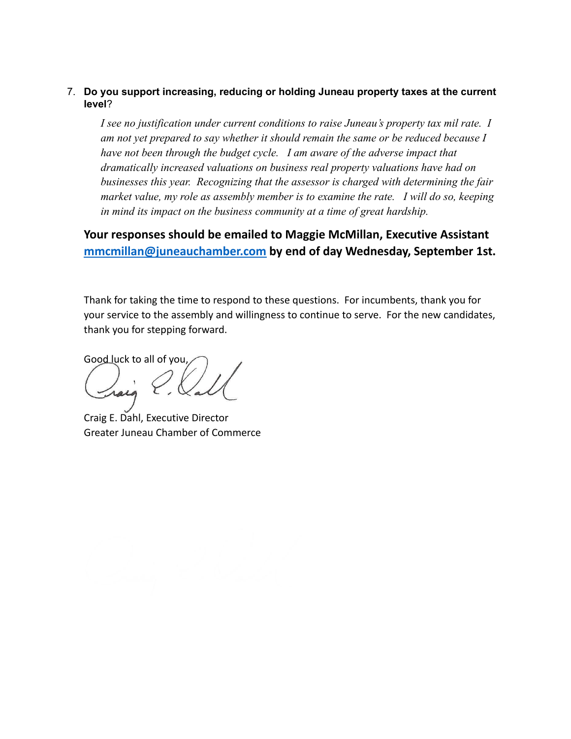7. **Do you support increasing, reducing or holding Juneau property taxes at the current level**?

   *I see no justification under current conditions to raise Juneau's property tax mil rate. I am not yet prepared to say whether it should remain the same or be reduced because I have not been through the budget cycle. I am aware of the adverse impact that dramatically increased valuations on business real property valuations have had on businesses this year. Recognizing that the assessor is charged with determining the fair market value, my role as assembly member is to examine the rate. I will do so, keeping in mind its impact on the business community at a time of great hardship.*

**Your responses should be emailed to Maggie McMillan, Executive Assistant [mmcmillan@juneauchamber.com](mailto:mmcmillan@juneauchamber.com) by end of day Wednesday, September 1st.**

Thank for taking the time to respond to these questions. For incumbents, thank you for your service to the assembly and willingness to continue to serve. For the new candidates, thank you for stepping forward.

Good luck to all of you,

Craig E. Dahl, Executive Director
Greater Juneau Chamber of Commerce